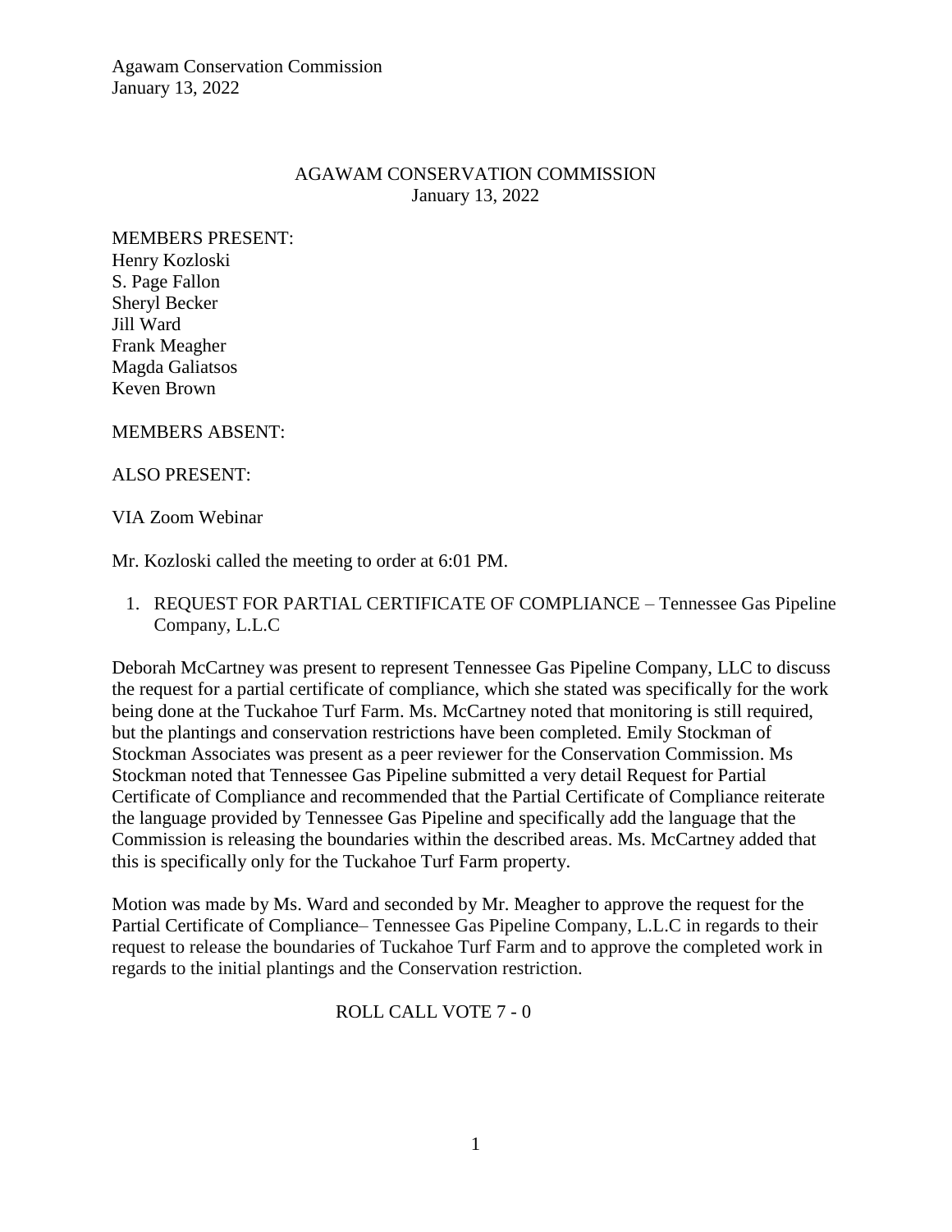# AGAWAM CONSERVATION COMMISSION
January 13, 2022

MEMBERS PRESENT:
Henry Kozloski
S. Page Fallon
Sheryl Becker
Jill Ward
Frank Meagher
Magda Galiatsos
Keven Brown

MEMBERS ABSENT:

ALSO PRESENT:

VIA Zoom Webinar

Mr. Kozloski called the meeting to order at 6:01 PM.

1. REQUEST FOR PARTIAL CERTIFICATE OF COMPLIANCE – Tennessee Gas Pipeline Company, L.L.C

Deborah McCartney was present to represent Tennessee Gas Pipeline Company, LLC to discuss the request for a partial certificate of compliance, which she stated was specifically for the work being done at the Tuckahoe Turf Farm. Ms. McCartney noted that monitoring is still required, but the plantings and conservation restrictions have been completed. Emily Stockman of Stockman Associates was present as a peer reviewer for the Conservation Commission. Ms Stockman noted that Tennessee Gas Pipeline submitted a very detail Request for Partial Certificate of Compliance and recommended that the Partial Certificate of Compliance reiterate the language provided by Tennessee Gas Pipeline and specifically add the language that the Commission is releasing the boundaries within the described areas. Ms. McCartney added that this is specifically only for the Tuckahoe Turf Farm property.

Motion was made by Ms. Ward and seconded by Mr. Meagher to approve the request for the Partial Certificate of Compliance– Tennessee Gas Pipeline Company, L.L.C in regards to their request to release the boundaries of Tuckahoe Turf Farm and to approve the completed work in regards to the initial plantings and the Conservation restriction.

ROLL CALL VOTE 7 - 0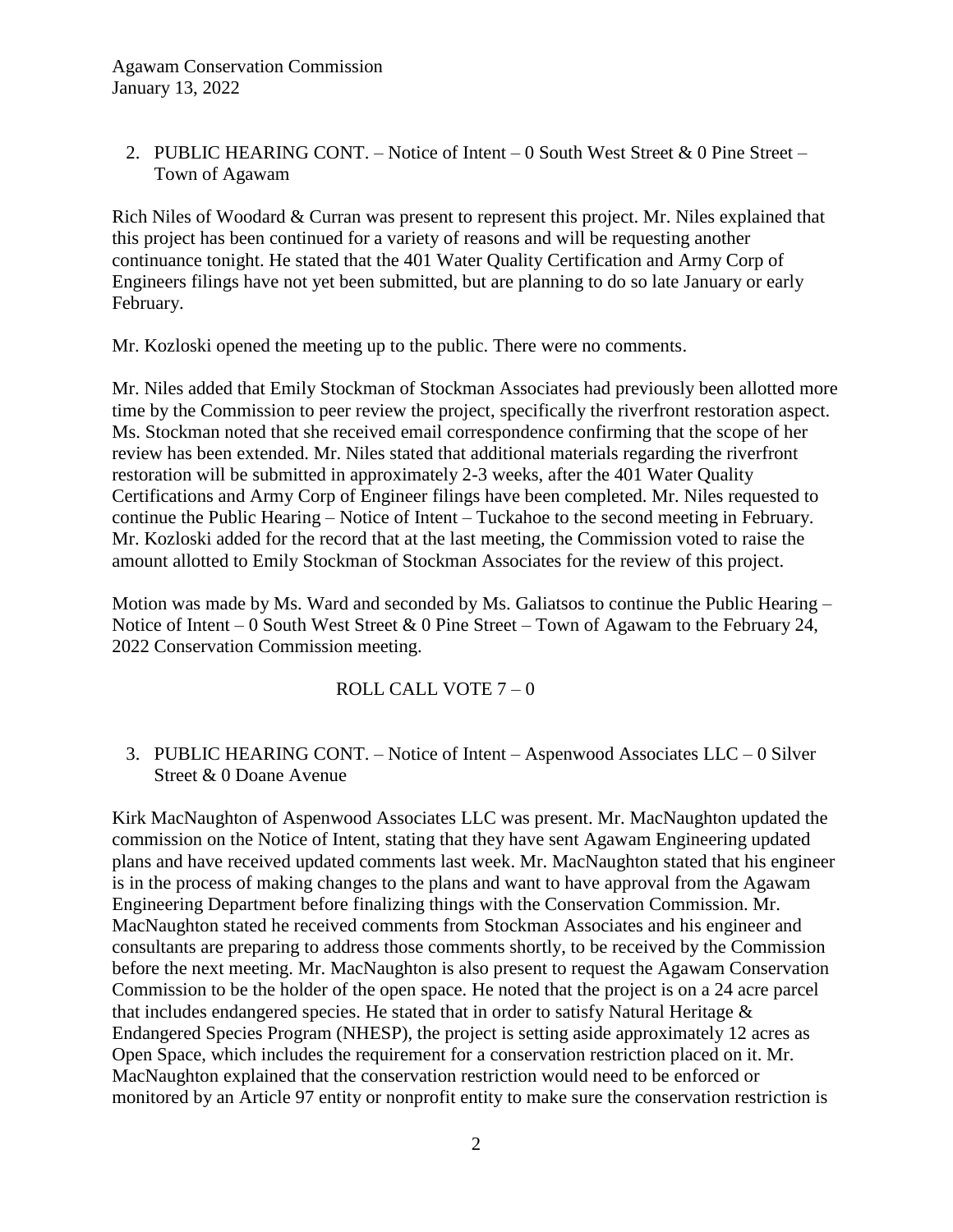2. PUBLIC HEARING CONT. – Notice of Intent – 0 South West Street & 0 Pine Street – Town of Agawam

Rich Niles of Woodard & Curran was present to represent this project. Mr. Niles explained that this project has been continued for a variety of reasons and will be requesting another continuance tonight. He stated that the 401 Water Quality Certification and Army Corp of Engineers filings have not yet been submitted, but are planning to do so late January or early February.

Mr. Kozloski opened the meeting up to the public. There were no comments.

Mr. Niles added that Emily Stockman of Stockman Associates had previously been allotted more time by the Commission to peer review the project, specifically the riverfront restoration aspect. Ms. Stockman noted that she received email correspondence confirming that the scope of her review has been extended. Mr. Niles stated that additional materials regarding the riverfront restoration will be submitted in approximately 2-3 weeks, after the 401 Water Quality Certifications and Army Corp of Engineer filings have been completed. Mr. Niles requested to continue the Public Hearing – Notice of Intent – Tuckahoe to the second meeting in February. Mr. Kozloski added for the record that at the last meeting, the Commission voted to raise the amount allotted to Emily Stockman of Stockman Associates for the review of this project.

Motion was made by Ms. Ward and seconded by Ms. Galiatsos to continue the Public Hearing – Notice of Intent – 0 South West Street & 0 Pine Street – Town of Agawam to the February 24, 2022 Conservation Commission meeting.

ROLL CALL VOTE 7 – 0

3. PUBLIC HEARING CONT. – Notice of Intent – Aspenwood Associates LLC – 0 Silver Street & 0 Doane Avenue

Kirk MacNaughton of Aspenwood Associates LLC was present. Mr. MacNaughton updated the commission on the Notice of Intent, stating that they have sent Agawam Engineering updated plans and have received updated comments last week. Mr. MacNaughton stated that his engineer is in the process of making changes to the plans and want to have approval from the Agawam Engineering Department before finalizing things with the Conservation Commission. Mr. MacNaughton stated he received comments from Stockman Associates and his engineer and consultants are preparing to address those comments shortly, to be received by the Commission before the next meeting. Mr. MacNaughton is also present to request the Agawam Conservation Commission to be the holder of the open space. He noted that the project is on a 24 acre parcel that includes endangered species. He stated that in order to satisfy Natural Heritage & Endangered Species Program (NHESP), the project is setting aside approximately 12 acres as Open Space, which includes the requirement for a conservation restriction placed on it. Mr. MacNaughton explained that the conservation restriction would need to be enforced or monitored by an Article 97 entity or nonprofit entity to make sure the conservation restriction is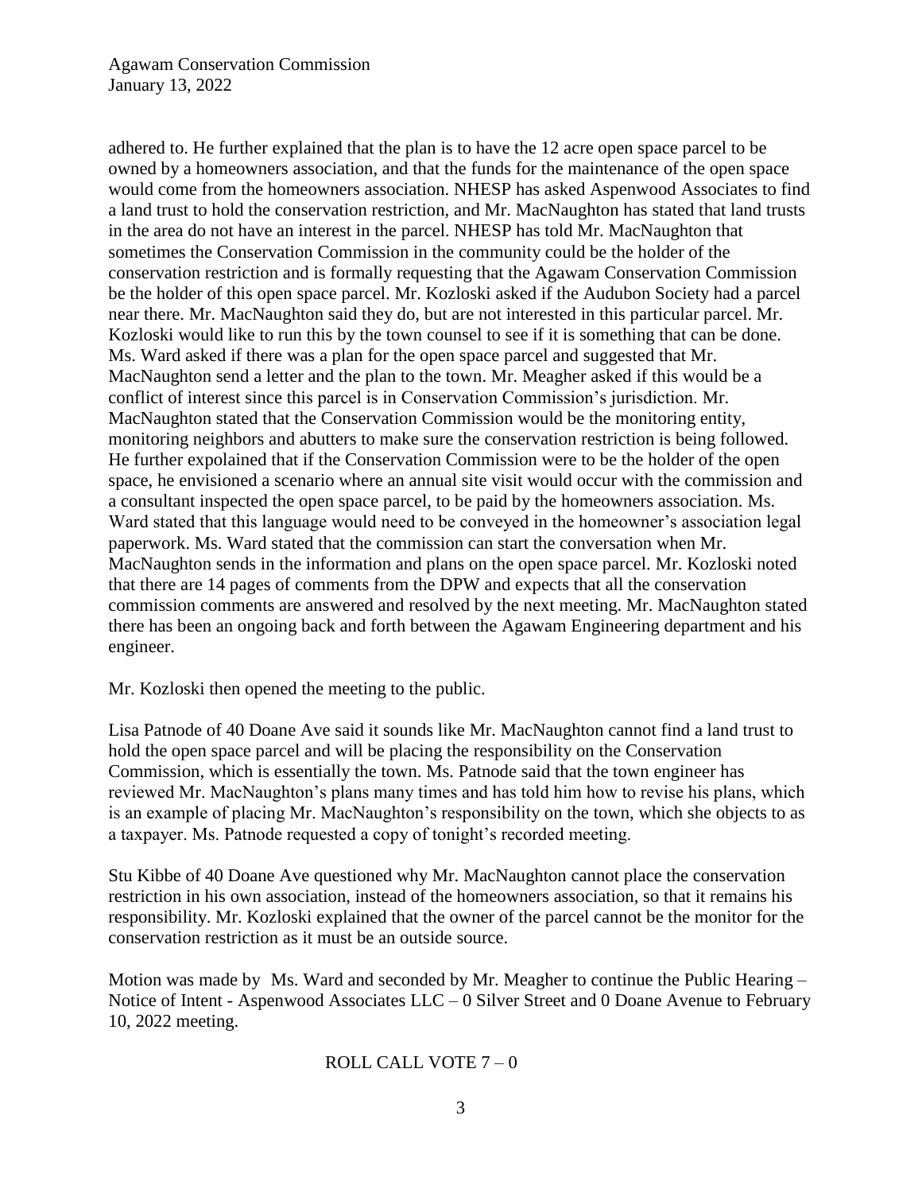adhered to. He further explained that the plan is to have the 12 acre open space parcel to be owned by a homeowners association, and that the funds for the maintenance of the open space would come from the homeowners association. NHESP has asked Aspenwood Associates to find a land trust to hold the conservation restriction, and Mr. MacNaughton has stated that land trusts in the area do not have an interest in the parcel. NHESP has told Mr. MacNaughton that sometimes the Conservation Commission in the community could be the holder of the conservation restriction and is formally requesting that the Agawam Conservation Commission be the holder of this open space parcel. Mr. Kozloski asked if the Audubon Society had a parcel near there. Mr. MacNaughton said they do, but are not interested in this particular parcel. Mr. Kozloski would like to run this by the town counsel to see if it is something that can be done. Ms. Ward asked if there was a plan for the open space parcel and suggested that Mr. MacNaughton send a letter and the plan to the town. Mr. Meagher asked if this would be a conflict of interest since this parcel is in Conservation Commission's jurisdiction. Mr. MacNaughton stated that the Conservation Commission would be the monitoring entity, monitoring neighbors and abutters to make sure the conservation restriction is being followed. He further expolained that if the Conservation Commission were to be the holder of the open space, he envisioned a scenario where an annual site visit would occur with the commission and a consultant inspected the open space parcel, to be paid by the homeowners association. Ms. Ward stated that this language would need to be conveyed in the homeowner's association legal paperwork. Ms. Ward stated that the commission can start the conversation when Mr. MacNaughton sends in the information and plans on the open space parcel. Mr. Kozloski noted that there are 14 pages of comments from the DPW and expects that all the conservation commission comments are answered and resolved by the next meeting. Mr. MacNaughton stated there has been an ongoing back and forth between the Agawam Engineering department and his engineer.

Mr. Kozloski then opened the meeting to the public.

Lisa Patnode of 40 Doane Ave said it sounds like Mr. MacNaughton cannot find a land trust to hold the open space parcel and will be placing the responsibility on the Conservation Commission, which is essentially the town. Ms. Patnode said that the town engineer has reviewed Mr. MacNaughton's plans many times and has told him how to revise his plans, which is an example of placing Mr. MacNaughton's responsibility on the town, which she objects to as a taxpayer. Ms. Patnode requested a copy of tonight's recorded meeting.

Stu Kibbe of 40 Doane Ave questioned why Mr. MacNaughton cannot place the conservation restriction in his own association, instead of the homeowners association, so that it remains his responsibility. Mr. Kozloski explained that the owner of the parcel cannot be the monitor for the conservation restriction as it must be an outside source.

Motion was made by Ms. Ward and seconded by Mr. Meagher to continue the Public Hearing – Notice of Intent - Aspenwood Associates LLC – 0 Silver Street and 0 Doane Avenue to February 10, 2022 meeting.

ROLL CALL VOTE 7 – 0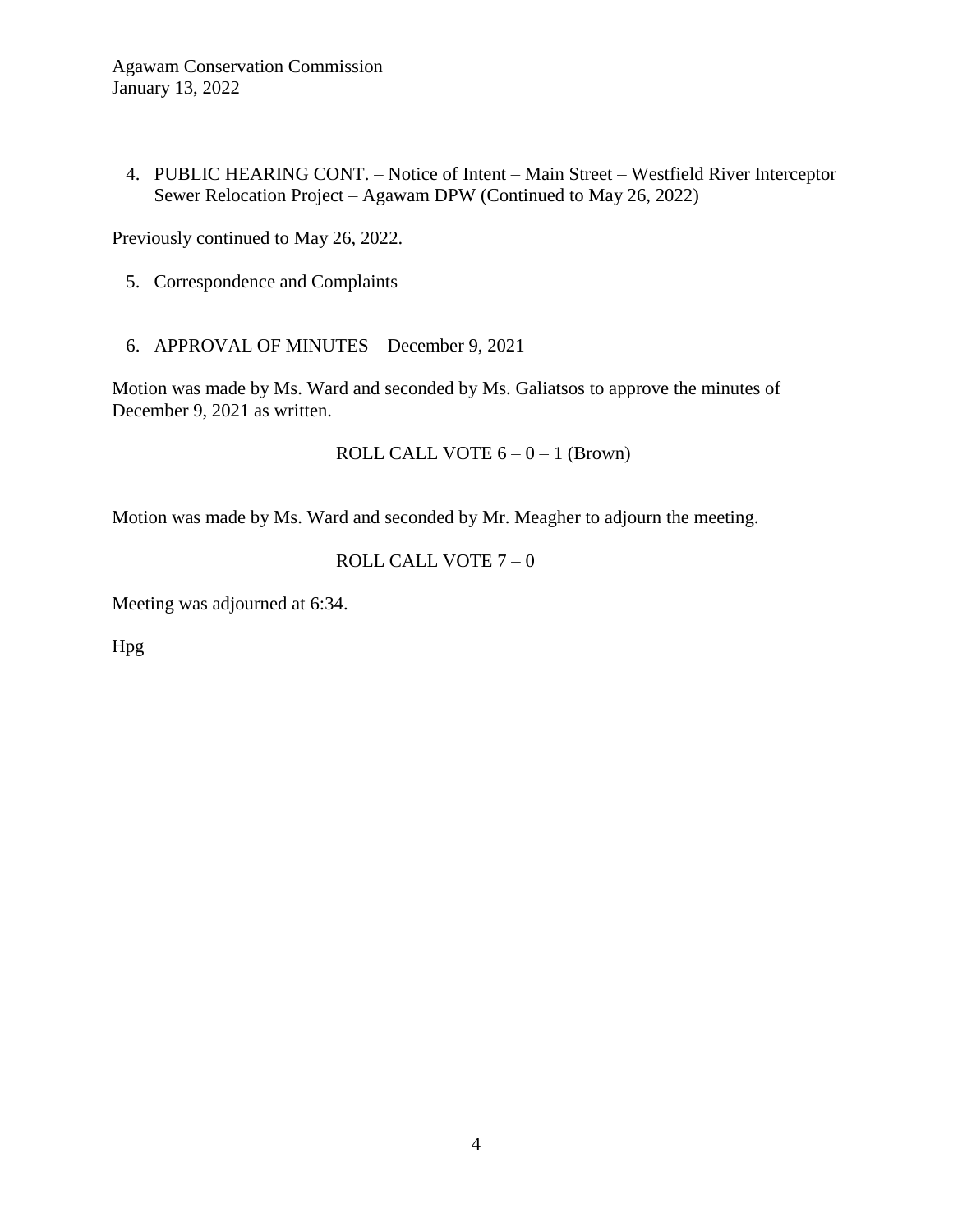4. PUBLIC HEARING CONT. – Notice of Intent – Main Street – Westfield River Interceptor Sewer Relocation Project – Agawam DPW (Continued to May 26, 2022)

Previously continued to May 26, 2022.

5. Correspondence and Complaints

6. APPROVAL OF MINUTES – December 9, 2021

Motion was made by Ms. Ward and seconded by Ms. Galiatsos to approve the minutes of December 9, 2021 as written.

ROLL CALL VOTE 6 – 0 – 1 (Brown)

Motion was made by Ms. Ward and seconded by Mr. Meagher to adjourn the meeting.

ROLL CALL VOTE 7 – 0

Meeting was adjourned at 6:34.

Hpg